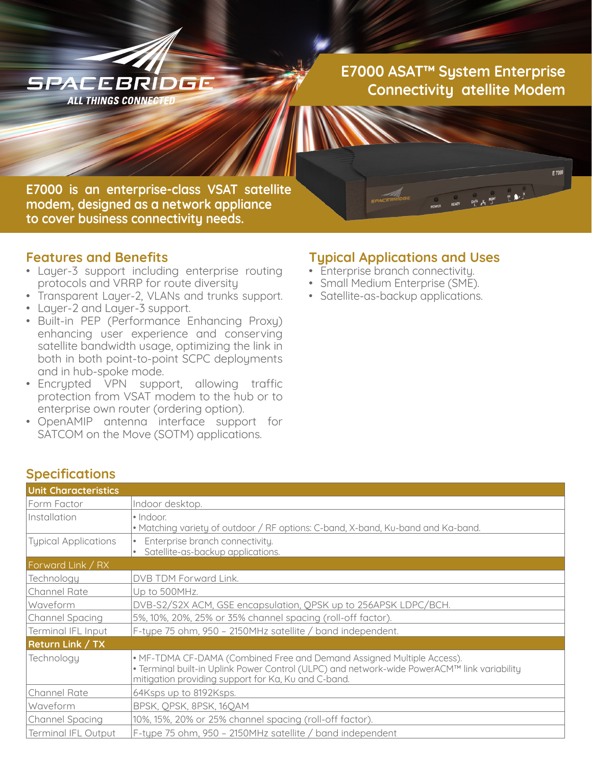SPACEBRIDGE

ALL THINGS CONNECTED

# E7000 ASAT™ System Enterprise Connectivity atellite Modem

**E7000 is an enterprise-class VSAT satellite modem, designed as a network appliance to cover business connectivity needs.**

## Features and Benefits

- Layer-3 support including enterprise routing protocols and VRRP for route diversity
- Transparent Layer-2, VLANs and trunks support.
- Layer-2 and Layer-3 support.
- Built-in PEP (Performance Enhancing Proxy) enhancing user experience and conserving satellite bandwidth usage, optimizing the link in both in both point-to-point SCPC deployments and in hub-spoke mode.
- Encrypted VPN support, allowing traffic protection from VSAT modem to the hub or to enterprise own router (ordering option).
- OpenAMIP antenna interface support for SATCOM on the Move (SOTM) applications.

## Typical Applications and Uses

- Enterprise branch connectivity.
- Small Medium Enterprise (SME).
- Satellite-as-backup applications.

## Specifications

| Unit Characteristics | |
|---|---|
| Form Factor | Indoor desktop. |
| Installation | • Indoor.<br>• Matching variety of outdoor / RF options: C-band, X-band, Ku-band and Ka-band. |
| Typical Applications | • Enterprise branch connectivity.<br>• Satellite-as-backup applications. |
| **Forward Link / RX** | |
| Technology | DVB TDM Forward Link. |
| Channel Rate | Up to 500MHz. |
| Waveform | DVB-S2/S2X ACM, GSE encapsulation, QPSK up to 256APSK LDPC/BCH. |
| Channel Spacing | 5%, 10%, 20%, 25% or 35% channel spacing (roll-off factor). |
| Terminal IFL Input | F-type 75 ohm, 950 – 2150MHz satellite / band independent. |
| **Return Link / TX** | |
| Technology | • MF-TDMA CF-DAMA (Combined Free and Demand Assigned Multiple Access).<br>• Terminal built-in Uplink Power Control (ULPC) and network-wide PowerACM™ link variability mitigation providing support for Ka, Ku and C-band. |
| Channel Rate | 64Ksps up to 8192Ksps. |
| Waveform | BPSK, QPSK, 8PSK, 16QAM |
| Channel Spacing | 10%, 15%, 20% or 25% channel spacing (roll-off factor). |
| Terminal IFL Output | F-type 75 ohm, 950 – 2150MHz satellite / band independent |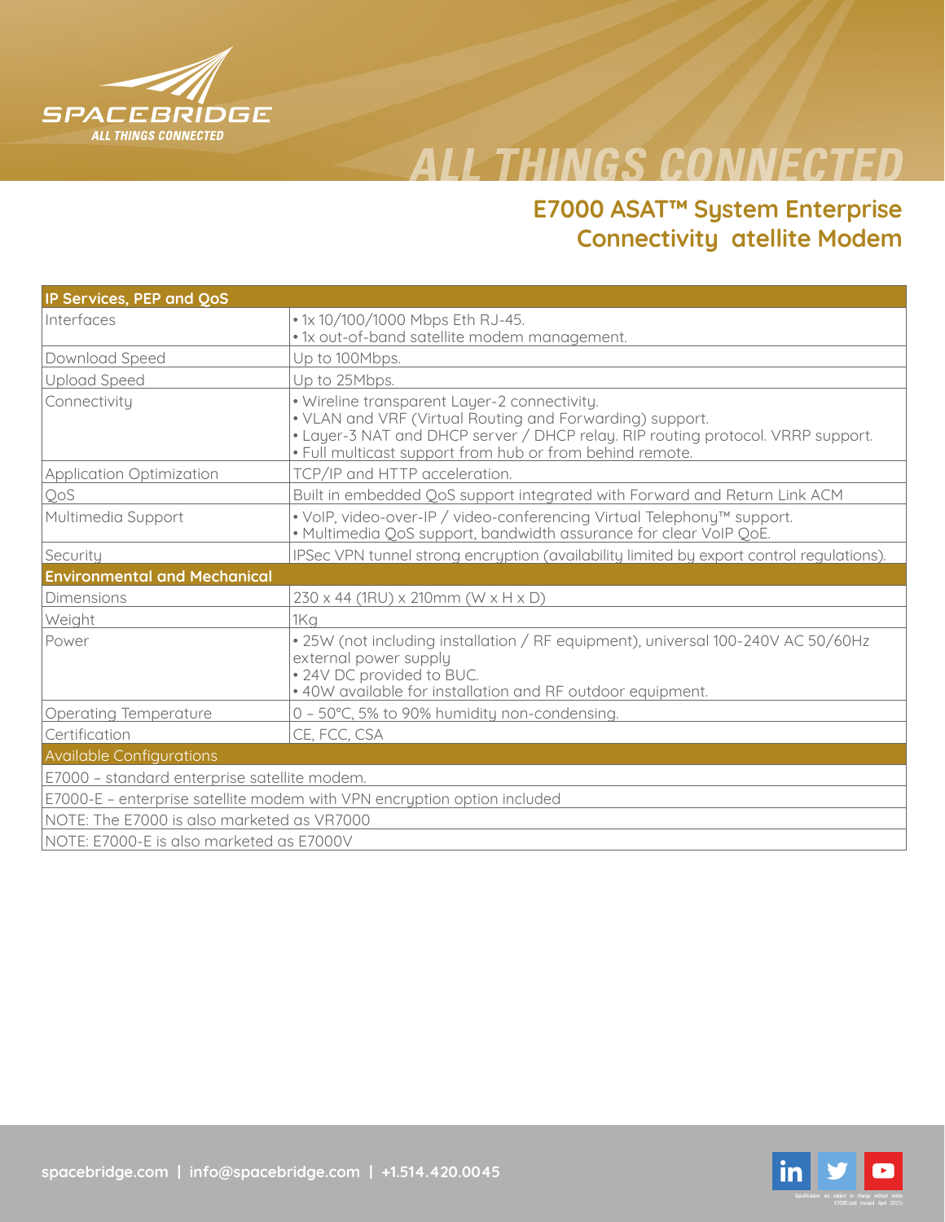# E7000 ASAT™ System Enterprise Connectivity atellite Modem

| | |
|---|---|
| **IP Services, PEP and QoS** | |
| Interfaces | • 1x 10/100/1000 Mbps Eth RJ-45.<br>• 1x out-of-band satellite modem management. |
| Download Speed | Up to 100Mbps. |
| Upload Speed | Up to 25Mbps. |
| Connectivity | • Wireline transparent Layer-2 connectivity.<br>• VLAN and VRF (Virtual Routing and Forwarding) support.<br>• Layer-3 NAT and DHCP server / DHCP relay. RIP routing protocol. VRRP support.<br>• Full multicast support from hub or from behind remote. |
| Application Optimization | TCP/IP and HTTP acceleration. |
| QoS | Built in embedded QoS support integrated with Forward and Return Link ACM |
| Multimedia Support | • VoIP, video-over-IP / video-conferencing Virtual Telephony™ support.<br>• Multimedia QoS support, bandwidth assurance for clear VoIP QoE. |
| Security | IPSec VPN tunnel strong encryption (availability limited by export control regulations). |
| **Environmental and Mechanical** | |
| Dimensions | 230 x 44 (1RU) x 210mm (W x H x D) |
| Weight | 1Kg |
| Power | • 25W (not including installation / RF equipment), universal 100-240V AC 50/60Hz external power supply<br>• 24V DC provided to BUC.<br>• 40W available for installation and RF outdoor equipment. |
| Operating Temperature | 0 – 50°C, 5% to 90% humidity non-condensing. |
| Certification | CE, FCC, CSA |
| Available Configurations | |
| E7000 – standard enterprise satellite modem. | |
| E7000-E – enterprise satellite modem with VPN encryption option included | |
| NOTE: The E7000 is also marketed as VR7000 | |
| NOTE: E7000-E is also marketed as E7000V | |

spacebridge.com | info@spacebridge.com | +1.514.420.0045

Specifications are subject to change without notice
E7000.add (revised April 2021)